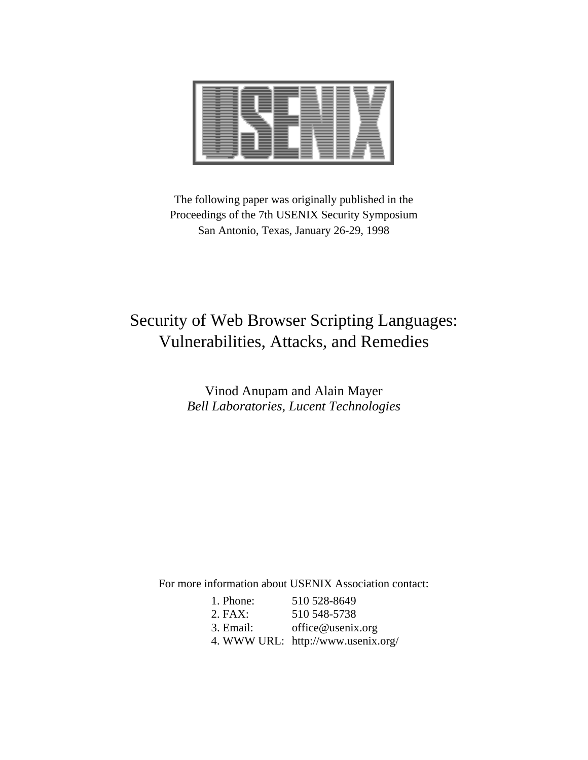The following paper was originally published in the
Proceedings of the 7th USENIX Security Symposium
San Antonio, Texas, January 26-29, 1998

# Security of Web Browser Scripting Languages: Vulnerabilities, Attacks, and Remedies

Vinod Anupam and Alain Mayer
*Bell Laboratories, Lucent Technologies*

For more information about USENIX Association contact:

1. Phone: 510 528-8649
2. FAX: 510 548-5738
3. Email: office@usenix.org
4. WWW URL: http://www.usenix.org/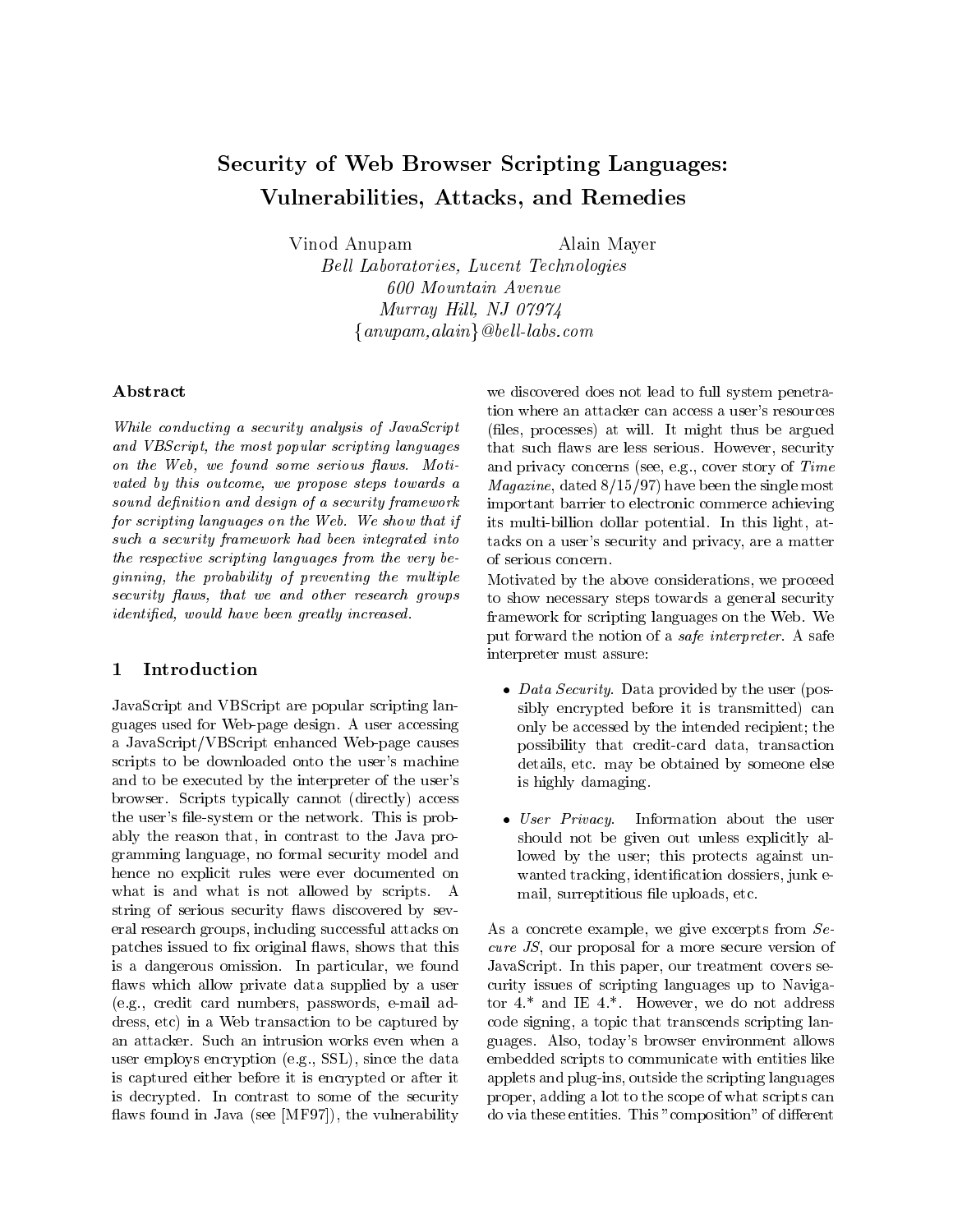# Security of Web Browser Scripting Languages: Vulnerabilities, Attacks, and Remedies

Vinod Anupam — Alain Mayer

*Bell Laboratories, Lucent Technologies*
*600 Mountain Avenue*
*Murray Hill, NJ 07974*
*{anupam,alain}@bell-labs.com*

### Abstract

*While conducting a security analysis of JavaScript and VBScript, the most popular scripting languages on the Web, we found some serious flaws. Motivated by this outcome, we propose steps towards a sound definition and design of a security framework for scripting languages on the Web. We show that if such a security framework had been integrated into the respective scripting languages from the very beginning, the probability of preventing the multiple security flaws, that we and other research groups identified, would have been greatly increased.*

## 1 Introduction

JavaScript and VBScript are popular scripting languages used for Web-page design. A user accessing a JavaScript/VBScript enhanced Web-page causes scripts to be downloaded onto the user's machine and to be executed by the interpreter of the user's browser. Scripts typically cannot (directly) access the user's file-system or the network. This is probably the reason that, in contrast to the Java programming language, no formal security model and hence no explicit rules were ever documented on what is and what is not allowed by scripts. A string of serious security flaws discovered by several research groups, including successful attacks on patches issued to fix original flaws, shows that this is a dangerous omission. In particular, we found flaws which allow private data supplied by a user (e.g., credit card numbers, passwords, e-mail address, etc) in a Web transaction to be captured by an attacker. Such an intrusion works even when a user employs encryption (e.g., SSL), since the data is captured either before it is encrypted or after it is decrypted. In contrast to some of the security flaws found in Java (see [MF97]), the vulnerability we discovered does not lead to full system penetration where an attacker can access a user's resources (files, processes) at will. It might thus be argued that such flaws are less serious. However, security and privacy concerns (see, e.g., cover story of *Time Magazine*, dated 8/15/97) have been the single most important barrier to electronic commerce achieving its multi-billion dollar potential. In this light, attacks on a user's security and privacy, are a matter of serious concern.

Motivated by the above considerations, we proceed to show necessary steps towards a general security framework for scripting languages on the Web. We put forward the notion of a *safe interpreter*. A safe interpreter must assure:

- *Data Security.* Data provided by the user (possibly encrypted before it is transmitted) can only be accessed by the intended recipient; the possibility that credit-card data, transaction details, etc. may be obtained by someone else is highly damaging.
- *User Privacy.* Information about the user should not be given out unless explicitly allowed by the user; this protects against unwanted tracking, identification dossiers, junk e-mail, surreptitious file uploads, etc.

As a concrete example, we give excerpts from *Secure JS*, our proposal for a more secure version of JavaScript. In this paper, our treatment covers security issues of scripting languages up to Navigator 4.* and IE 4.*. However, we do not address code signing, a topic that transcends scripting languages. Also, today's browser environment allows embedded scripts to communicate with entities like applets and plug-ins, outside the scripting languages proper, adding a lot to the scope of what scripts can do via these entities. This "composition" of different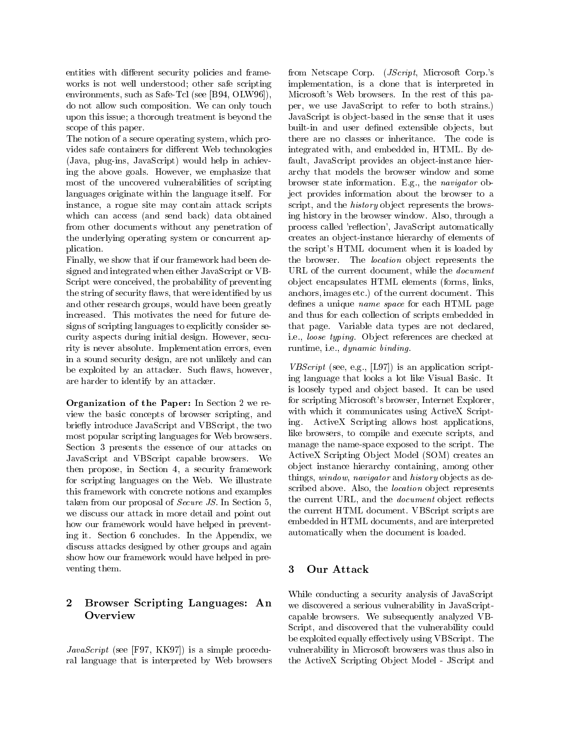entities with different security policies and frameworks is not well understood; other safe scripting environments, such as Safe-Tcl (see [B94, OLW96]), do not allow such composition. We can only touch upon this issue; a thorough treatment is beyond the scope of this paper.

The notion of a secure operating system, which provides safe containers for different Web technologies (Java, plug-ins, JavaScript) would help in achieving the above goals. However, we emphasize that most of the uncovered vulnerabilities of scripting languages originate within the language itself. For instance, a rogue site may contain attack scripts which can access (and send back) data obtained from other documents without any penetration of the underlying operating system or concurrent application.

Finally, we show that if our framework had been designed and integrated when either JavaScript or VBScript were conceived, the probability of preventing the string of security flaws, that were identified by us and other research groups, would have been greatly increased. This motivates the need for future designs of scripting languages to explicitly consider security aspects during initial design. However, security is never absolute. Implementation errors, even in a sound security design, are not unlikely and can be exploited by an attacker. Such flaws, however, are harder to identify by an attacker.

**Organization of the Paper:** In Section 2 we review the basic concepts of browser scripting, and briefly introduce JavaScript and VBScript, the two most popular scripting languages for Web browsers. Section 3 presents the essence of our attacks on JavaScript and VBScript capable browsers. We then propose, in Section 4, a security framework for scripting languages on the Web. We illustrate this framework with concrete notions and examples taken from our proposal of *Secure JS*. In Section 5, we discuss our attack in more detail and point out how our framework would have helped in preventing it. Section 6 concludes. In the Appendix, we discuss attacks designed by other groups and again show how our framework would have helped in preventing them.

## 2 Browser Scripting Languages: An Overview

*JavaScript* (see [F97, KK97]) is a simple procedural language that is interpreted by Web browsers from Netscape Corp. (*JScript*, Microsoft Corp.'s implementation, is a clone that is interpreted in Microsoft's Web browsers. In the rest of this paper, we use JavaScript to refer to both strains.) JavaScript is object-based in the sense that it uses built-in and user defined extensible objects, but there are no classes or inheritance. The code is integrated with, and embedded in, HTML. By default, JavaScript provides an object-instance hierarchy that models the browser window and some browser state information. E.g., the *navigator* object provides information about the browser to a script, and the *history* object represents the browsing history in the browser window. Also, through a process called 'reflection', JavaScript automatically creates an object-instance hierarchy of elements of the script's HTML document when it is loaded by the browser. The *location* object represents the URL of the current document, while the *document* object encapsulates HTML elements (forms, links, anchors, images etc.) of the current document. This defines a unique *name space* for each HTML page and thus for each collection of scripts embedded in that page. Variable data types are not declared, i.e., *loose typing*. Object references are checked at runtime, i.e., *dynamic binding*.

*VBScript* (see, e.g., [L97]) is an application scripting language that looks a lot like Visual Basic. It is loosely typed and object based. It can be used for scripting Microsoft's browser, Internet Explorer, with which it communicates using ActiveX Scripting. ActiveX Scripting allows host applications, like browsers, to compile and execute scripts, and manage the name-space exposed to the script. The ActiveX Scripting Object Model (SOM) creates an object instance hierarchy containing, among other things, *window*, *navigator* and *history* objects as described above. Also, the *location* object represents the current URL, and the *document* object reflects the current HTML document. VBScript scripts are embedded in HTML documents, and are interpreted automatically when the document is loaded.

## 3 Our Attack

While conducting a security analysis of JavaScript we discovered a serious vulnerability in JavaScript-capable browsers. We subsequently analyzed VBScript, and discovered that the vulnerability could be exploited equally effectively using VBScript. The vulnerability in Microsoft browsers was thus also in the ActiveX Scripting Object Model - JScript and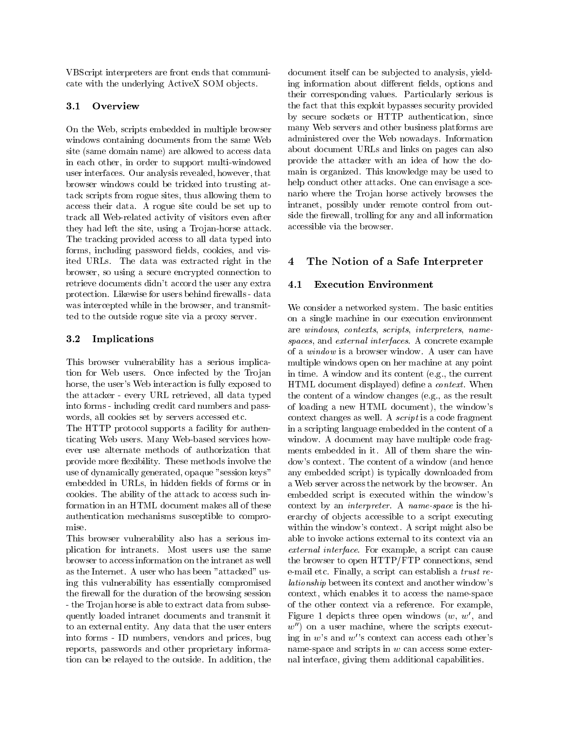VBScript interpreters are front ends that communicate with the underlying ActiveX SOM objects.

### 3.1 Overview

On the Web, scripts embedded in multiple browser windows containing documents from the same Web site (same domain name) are allowed to access data in each other, in order to support multi-windowed user interfaces. Our analysis revealed, however, that browser windows could be tricked into trusting attack scripts from rogue sites, thus allowing them to access their data. A rogue site could be set up to track all Web-related activity of visitors even after they had left the site, using a Trojan-horse attack. The tracking provided access to all data typed into forms, including password fields, cookies, and visited URLs. The data was extracted right in the browser, so using a secure encrypted connection to retrieve documents didn't accord the user any extra protection. Likewise for users behind firewalls - data was intercepted while in the browser, and transmitted to the outside rogue site via a proxy server.

### 3.2 Implications

This browser vulnerability has a serious implication for Web users. Once infected by the Trojan horse, the user's Web interaction is fully exposed to the attacker - every URL retrieved, all data typed into forms - including credit card numbers and passwords, all cookies set by servers accessed etc.

The HTTP protocol supports a facility for authenticating Web users. Many Web-based services however use alternate methods of authorization that provide more flexibility. These methods involve the use of dynamically generated, opaque "session keys" embedded in URLs, in hidden fields of forms or in cookies. The ability of the attack to access such information in an HTML document makes all of these authentication mechanisms susceptible to compromise.

This browser vulnerability also has a serious implication for intranets. Most users use the same browser to access information on the intranet as well as the Internet. A user who has been "attacked" using this vulnerability has essentially compromised the firewall for the duration of the browsing session - the Trojan horse is able to extract data from subsequently loaded intranet documents and transmit it to an external entity. Any data that the user enters into forms - ID numbers, vendors and prices, bug reports, passwords and other proprietary information can be relayed to the outside. In addition, the document itself can be subjected to analysis, yielding information about different fields, options and their corresponding values. Particularly serious is the fact that this exploit bypasses security provided by secure sockets or HTTP authentication, since many Web servers and other business platforms are administered over the Web nowadays. Information about document URLs and links on pages can also provide the attacker with an idea of how the domain is organized. This knowledge may be used to help conduct other attacks. One can envisage a scenario where the Trojan horse actively browses the intranet, possibly under remote control from outside the firewall, trolling for any and all information accessible via the browser.

## 4 The Notion of a Safe Interpreter

### 4.1 Execution Environment

We consider a networked system. The basic entities on a single machine in our execution environment are *windows*, *contexts*, *scripts*, *interpreters*, *name-spaces*, and *external interfaces*. A concrete example of a *window* is a browser window. A user can have multiple windows open on her machine at any point in time. A window and its content (e.g., the current HTML document displayed) define a *context*. When the content of a window changes (e.g., as the result of loading a new HTML document), the window's context changes as well. A *script* is a code fragment in a scripting language embedded in the content of a window. A document may have multiple code fragments embedded in it. All of them share the window's context. The content of a window (and hence any embedded script) is typically downloaded from a Web server across the network by the browser. An embedded script is executed within the window's context by an *interpreter*. A *name-space* is the hierarchy of objects accessible to a script executing within the window's context. A script might also be able to invoke actions external to its context via an *external interface*. For example, a script can cause the browser to open HTTP/FTP connections, send e-mail etc. Finally, a script can establish a *trust relationship* between its context and another window's context, which enables it to access the name-space of the other context via a reference. For example, Figure 1 depicts three open windows ($w$, $w'$, and $w''$) on a user machine, where the scripts executing in $w$'s and $w'$'s context can access each other's name-space and scripts in $w$ can access some external interface, giving them additional capabilities.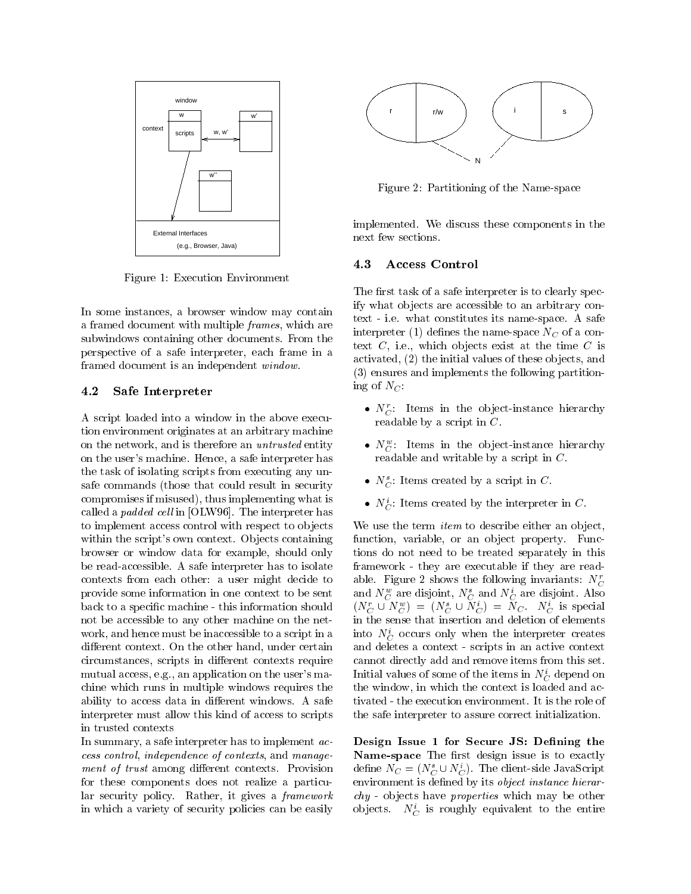Figure 1: Execution Environment

In some instances, a browser window may contain a framed document with multiple *frames*, which are subwindows containing other documents. From the perspective of a safe interpreter, each frame in a framed document is an independent *window*.

### 4.2 Safe Interpreter

A script loaded into a window in the above execution environment originates at an arbitrary machine on the network, and is therefore an *untrusted* entity on the user's machine. Hence, a safe interpreter has the task of isolating scripts from executing any unsafe commands (those that could result in security compromises if misused), thus implementing what is called a *padded cell* in [OLW96]. The interpreter has to implement access control with respect to objects within the script's own context. Objects containing browser or window data for example, should only be read-accessible. A safe interpreter has to isolate contexts from each other: a user might decide to provide some information in one context to be sent back to a specific machine - this information should not be accessible to any other machine on the network, and hence must be inaccessible to a script in a different context. On the other hand, under certain circumstances, scripts in different contexts require mutual access, e.g., an application on the user's machine which runs in multiple windows requires the ability to access data in different windows. A safe interpreter must allow this kind of access to scripts in trusted contexts

In summary, a safe interpreter has to implement *access control*, *independence of contexts*, and *management of trust* among different contexts. Provision for these components does not realize a particular security policy. Rather, it gives a *framework* in which a variety of security policies can be easily implemented. We discuss these components in the next few sections.

Figure 2: Partitioning of the Name-space

### 4.3 Access Control

The first task of a safe interpreter is to clearly specify what objects are accessible to an arbitrary context - i.e. what constitutes its name-space. A safe interpreter (1) defines the name-space $N_C$ of a context $C$, i.e., which objects exist at the time $C$ is activated, (2) the initial values of these objects, and (3) ensures and implements the following partitioning of $N_C$:

- $N_C^r$: Items in the object-instance hierarchy readable by a script in $C$.
- $N_C^w$: Items in the object-instance hierarchy readable and writable by a script in $C$.
- $N_C^s$: Items created by a script in $C$.
- $N_C^i$: Items created by the interpreter in $C$.

We use the term *item* to describe either an object, function, variable, or an object property. Functions do not need to be treated separately in this framework - they are executable if they are readable. Figure 2 shows the following invariants: $N_C^r$ and $N_C^w$ are disjoint, $N_C^s$ and $N_C^i$ are disjoint. Also $(N_C^r \cup N_C^w) = (N_C^s \cup N_C^i) = N_C$. $N_C^i$ is special in the sense that insertion and deletion of elements into $N_C^i$ occurs only when the interpreter creates and deletes a context - scripts in an active context cannot directly add and remove items from this set. Initial values of some of the items in $N_C^i$ depend on the window, in which the context is loaded and activated - the execution environment. It is the role of the safe interpreter to assure correct initialization.

**Design Issue 1 for Secure JS: Defining the Name-space** The first design issue is to exactly define $N_C = (N_C^s \cup N_C^i)$. The client-side JavaScript environment is defined by its *object instance hierarchy* - objects have *properties* which may be other objects. $N_C^i$ is roughly equivalent to the entire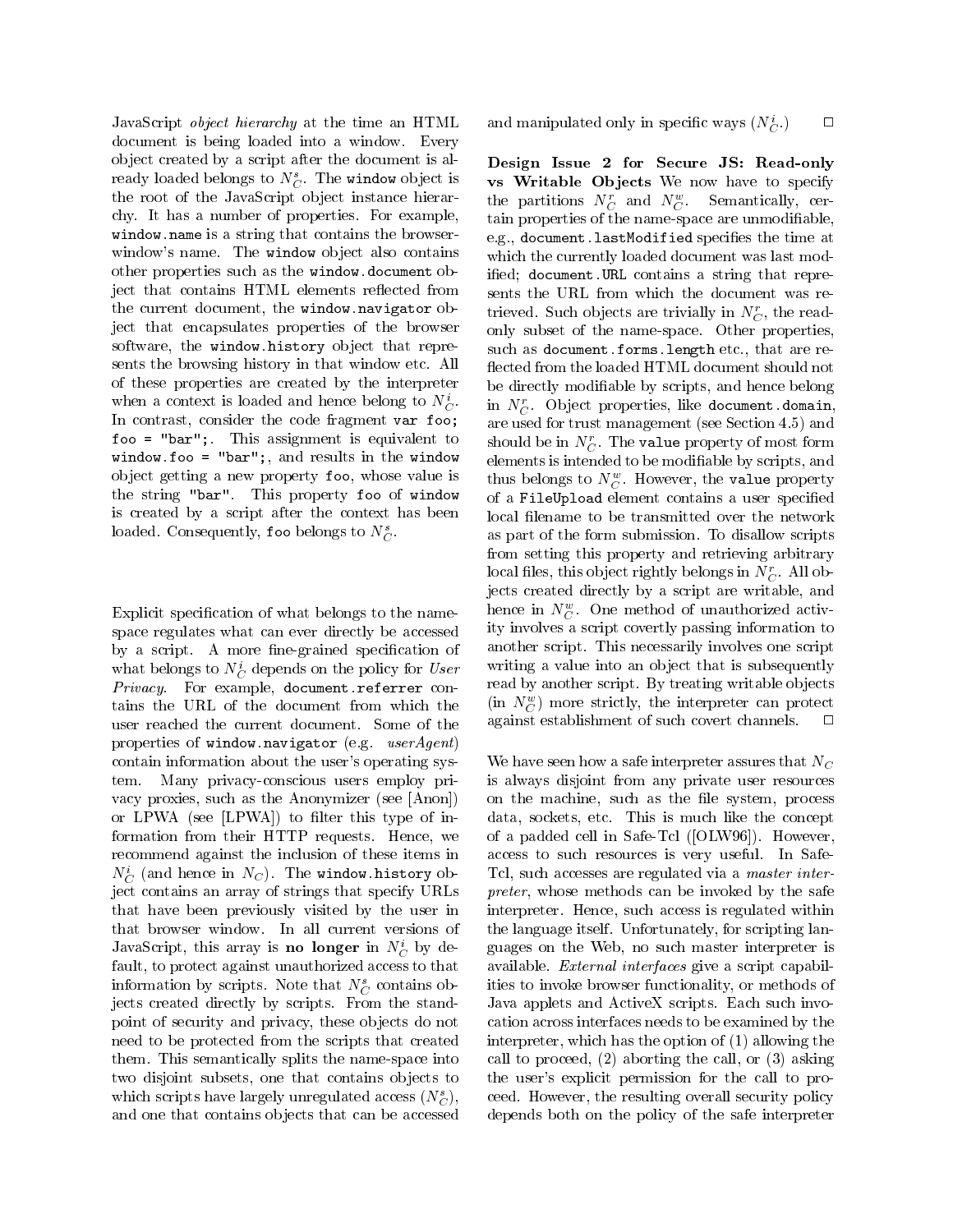JavaScript *object hierarchy* at the time an HTML document is being loaded into a window. Every object created by a script after the document is already loaded belongs to $N_C^s$. The `window` object is the root of the JavaScript object instance hierarchy. It has a number of properties. For example, `window.name` is a string that contains the browser-window's name. The `window` object also contains other properties such as the `window.document` object that contains HTML elements reflected from the current document, the `window.navigator` object that encapsulates properties of the browser software, the `window.history` object that represents the browsing history in that window etc. All of these properties are created by the interpreter when a context is loaded and hence belong to $N_C^i$. In contrast, consider the code fragment `var foo; foo = "bar";`. This assignment is equivalent to `window.foo = "bar";`, and results in the `window` object getting a new property `foo`, whose value is the string `"bar"`. This property `foo` of `window` is created by a script after the context has been loaded. Consequently, `foo` belongs to $N_C^s$.

Explicit specification of what belongs to the name-space regulates what can ever directly be accessed by a script. A more fine-grained specification of what belongs to $N_C^i$ depends on the policy for *User Privacy*. For example, `document.referrer` contains the URL of the document from which the user reached the current document. Some of the properties of `window.navigator` (e.g. *userAgent*) contain information about the user's operating system. Many privacy-conscious users employ privacy proxies, such as the Anonymizer (see [Anon]) or LPWA (see [LPWA]) to filter this type of information from their HTTP requests. Hence, we recommend against the inclusion of these items in $N_C^i$ (and hence in $N_C$). The `window.history` object contains an array of strings that specify URLs that have been previously visited by the user in that browser window. In all current versions of JavaScript, this array is **no longer** in $N_C^i$ by default, to protect against unauthorized access to that information by scripts. Note that $N_C^s$ contains objects created directly by scripts. From the standpoint of security and privacy, these objects do not need to be protected from the scripts that created them. This semantically splits the name-space into two disjoint subsets, one that contains objects to which scripts have largely unregulated access ($N_C^s$), and one that contains objects that can be accessed and manipulated only in specific ways ($N_C^i$.) □

**Design Issue 2 for Secure JS: Read-only vs Writable Objects** We now have to specify the partitions $N_C^r$ and $N_C^w$. Semantically, certain properties of the name-space are unmodifiable, e.g., `document.lastModified` specifies the time at which the currently loaded document was last modified; `document.URL` contains a string that represents the URL from which the document was retrieved. Such objects are trivially in $N_C^r$, the read-only subset of the name-space. Other properties, such as `document.forms.length` etc., that are reflected from the loaded HTML document should not be directly modifiable by scripts, and hence belong in $N_C^r$. Object properties, like `document.domain`, are used for trust management (see Section 4.5) and should be in $N_C^r$. The `value` property of most form elements is intended to be modifiable by scripts, and thus belongs to $N_C^w$. However, the `value` property of a `FileUpload` element contains a user specified local filename to be transmitted over the network as part of the form submission. To disallow scripts from setting this property and retrieving arbitrary local files, this object rightly belongs in $N_C^r$. All objects created directly by a script are writable, and hence in $N_C^w$. One method of unauthorized activity involves a script covertly passing information to another script. This necessarily involves one script writing a value into an object that is subsequently read by another script. By treating writable objects (in $N_C^w$) more strictly, the interpreter can protect against establishment of such covert channels. □

We have seen how a safe interpreter assures that $N_C$ is always disjoint from any private user resources on the machine, such as the file system, process data, sockets, etc. This is much like the concept of a padded cell in Safe-Tcl ([OLW96]). However, access to such resources is very useful. In Safe-Tcl, such accesses are regulated via a *master interpreter*, whose methods can be invoked by the safe interpreter. Hence, such access is regulated within the language itself. Unfortunately, for scripting languages on the Web, no such master interpreter is available. *External interfaces* give a script capabilities to invoke browser functionality, or methods of Java applets and ActiveX scripts. Each such invocation across interfaces needs to be examined by the interpreter, which has the option of (1) allowing the call to proceed, (2) aborting the call, or (3) asking the user's explicit permission for the call to proceed. However, the resulting overall security policy depends both on the policy of the safe interpreter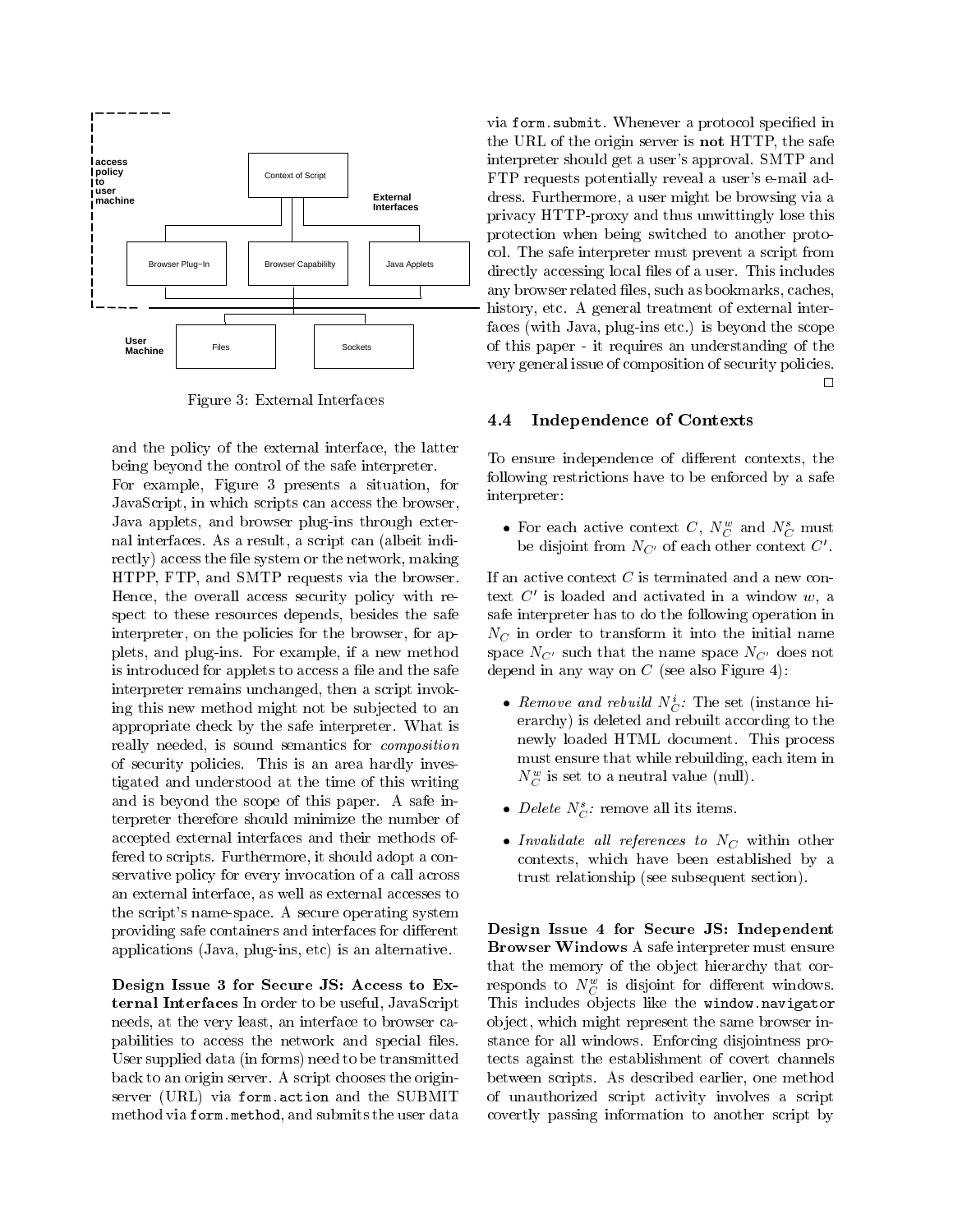Figure 3: External Interfaces

and the policy of the external interface, the latter being beyond the control of the safe interpreter.

For example, Figure 3 presents a situation, for JavaScript, in which scripts can access the browser, Java applets, and browser plug-ins through external interfaces. As a result, a script can (albeit indirectly) access the file system or the network, making HTPP, FTP, and SMTP requests via the browser. Hence, the overall access security policy with respect to these resources depends, besides the safe interpreter, on the policies for the browser, for applets, and plug-ins. For example, if a new method is introduced for applets to access a file and the safe interpreter remains unchanged, then a script invoking this new method might not be subjected to an appropriate check by the safe interpreter. What is really needed, is sound semantics for *composition* of security policies. This is an area hardly investigated and understood at the time of this writing and is beyond the scope of this paper. A safe interpreter therefore should minimize the number of accepted external interfaces and their methods offered to scripts. Furthermore, it should adopt a conservative policy for every invocation of a call across an external interface, as well as external accesses to the script's name-space. A secure operating system providing safe containers and interfaces for different applications (Java, plug-ins, etc) is an alternative.

**Design Issue 3 for Secure JS: Access to External Interfaces** In order to be useful, JavaScript needs, at the very least, an interface to browser capabilities to access the network and special files. User supplied data (in forms) need to be transmitted back to an origin server. A script chooses the origin-server (URL) via `form.action` and the SUBMIT method via `form.method`, and submits the user data via `form.submit`. Whenever a protocol specified in the URL of the origin server is **not** HTTP, the safe interpreter should get a user's approval. SMTP and FTP requests potentially reveal a user's e-mail address. Furthermore, a user might be browsing via a privacy HTTP-proxy and thus unwittingly lose this protection when being switched to another protocol. The safe interpreter must prevent a script from directly accessing local files of a user. This includes any browser related files, such as bookmarks, caches, history, etc. A general treatment of external interfaces (with Java, plug-ins etc.) is beyond the scope of this paper - it requires an understanding of the very general issue of composition of security policies. □

### 4.4 Independence of Contexts

To ensure independence of different contexts, the following restrictions have to be enforced by a safe interpreter:

- For each active context $C$, $N_C^w$ and $N_C^s$ must be disjoint from $N_{C'}$ of each other context $C'$.

If an active context $C$ is terminated and a new context $C'$ is loaded and activated in a window $w$, a safe interpreter has to do the following operation in $N_C$ in order to transform it into the initial name space $N_{C'}$ such that the name space $N_{C'}$ does not depend in any way on $C$ (see also Figure 4):

- *Remove and rebuild* $N_C^i$*:* The set (instance hierarchy) is deleted and rebuilt according to the newly loaded HTML document. This process must ensure that while rebuilding, each item in $N_C^w$ is set to a neutral value (null).
- *Delete* $N_C^s$*:* remove all its items.
- *Invalidate all references to* $N_C$ within other contexts, which have been established by a trust relationship (see subsequent section).

**Design Issue 4 for Secure JS: Independent Browser Windows** A safe interpreter must ensure that the memory of the object hierarchy that corresponds to $N_C^w$ is disjoint for different windows. This includes objects like the `window.navigator` object, which might represent the same browser instance for all windows. Enforcing disjointness protects against the establishment of covert channels between scripts. As described earlier, one method of unauthorized script activity involves a script covertly passing information to another script by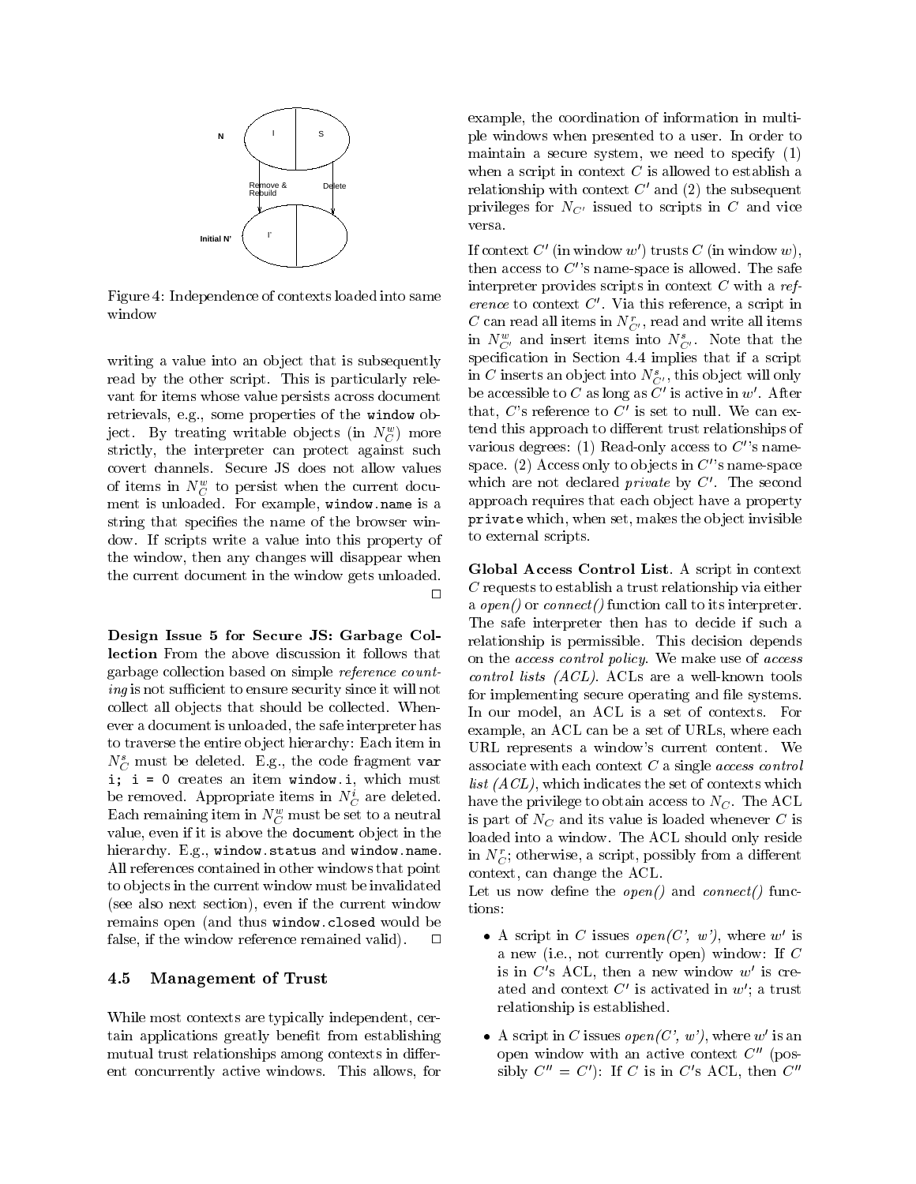Figure 4: Independence of contexts loaded into same window

writing a value into an object that is subsequently read by the other script. This is particularly relevant for items whose value persists across document retrievals, e.g., some properties of the `window` object. By treating writable objects (in $N_C^w$) more strictly, the interpreter can protect against such covert channels. Secure JS does not allow values of items in $N_C^w$ to persist when the current document is unloaded. For example, `window.name` is a string that specifies the name of the browser window. If scripts write a value into this property of the window, then any changes will disappear when the current document in the window gets unloaded. □

**Design Issue 5 for Secure JS: Garbage Collection** From the above discussion it follows that garbage collection based on simple *reference counting* is not sufficient to ensure security since it will not collect all objects that should be collected. Whenever a document is unloaded, the safe interpreter has to traverse the entire object hierarchy: Each item in $N_C^s$ must be deleted. E.g., the code fragment `var i; i = 0` creates an item `window.i`, which must be removed. Appropriate items in $N_C^i$ are deleted. Each remaining item in $N_C^w$ must be set to a neutral value, even if it is above the `document` object in the hierarchy. E.g., `window.status` and `window.name`. All references contained in other windows that point to objects in the current window must be invalidated (see also next section), even if the current window remains open (and thus `window.closed` would be false, if the window reference remained valid). □

### 4.5 Management of Trust

While most contexts are typically independent, certain applications greatly benefit from establishing mutual trust relationships among contexts in different concurrently active windows. This allows, for example, the coordination of information in multiple windows when presented to a user. In order to maintain a secure system, we need to specify (1) when a script in context $C$ is allowed to establish a relationship with context $C'$ and (2) the subsequent privileges for $N_{C'}$ issued to scripts in $C$ and vice versa.

If context $C'$ (in window $w'$) trusts $C$ (in window $w$), then access to $C'$'s name-space is allowed. The safe interpreter provides scripts in context $C$ with a *reference* to context $C'$. Via this reference, a script in $C$ can read all items in $N_{C'}^r$, read and write all items in $N_{C'}^w$ and insert items into $N_{C'}^s$. Note that the specification in Section 4.4 implies that if a script in $C$ inserts an object into $N_{C'}^s$, this object will only be accessible to $C$ as long as $C'$ is active in $w'$. After that, $C$'s reference to $C'$ is set to null. We can extend this approach to different trust relationships of various degrees: (1) Read-only access to $C'$'s name-space. (2) Access only to objects in $C'$'s name-space which are not declared *private* by $C'$. The second approach requires that each object have a property `private` which, when set, makes the object invisible to external scripts.

**Global Access Control List**. A script in context $C$ requests to establish a trust relationship via either a *open()* or *connect()* function call to its interpreter. The safe interpreter then has to decide if such a relationship is permissible. This decision depends on the *access control policy*. We make use of *access control lists (ACL)*. ACLs are a well-known tools for implementing secure operating and file systems. In our model, an ACL is a set of contexts. For example, an ACL can be a set of URLs, where each URL represents a window's current content. We associate with each context $C$ a single *access control list (ACL)*, which indicates the set of contexts which have the privilege to obtain access to $N_C$. The ACL is part of $N_C$ and its value is loaded whenever $C$ is loaded into a window. The ACL should only reside in $N_C^r$; otherwise, a script, possibly from a different context, can change the ACL.

Let us now define the *open()* and *connect()* functions:

- A script in $C$ issues *open(C', w')*, where $w'$ is a new (i.e., not currently open) window: If $C$ is in $C'$s ACL, then a new window $w'$ is created and context $C'$ is activated in $w'$; a trust relationship is established.
- A script in $C$ issues *open(C', w')*, where $w'$ is an open window with an active context $C''$ (possibly $C'' = C'$): If $C$ is in $C'$s ACL, then $C''$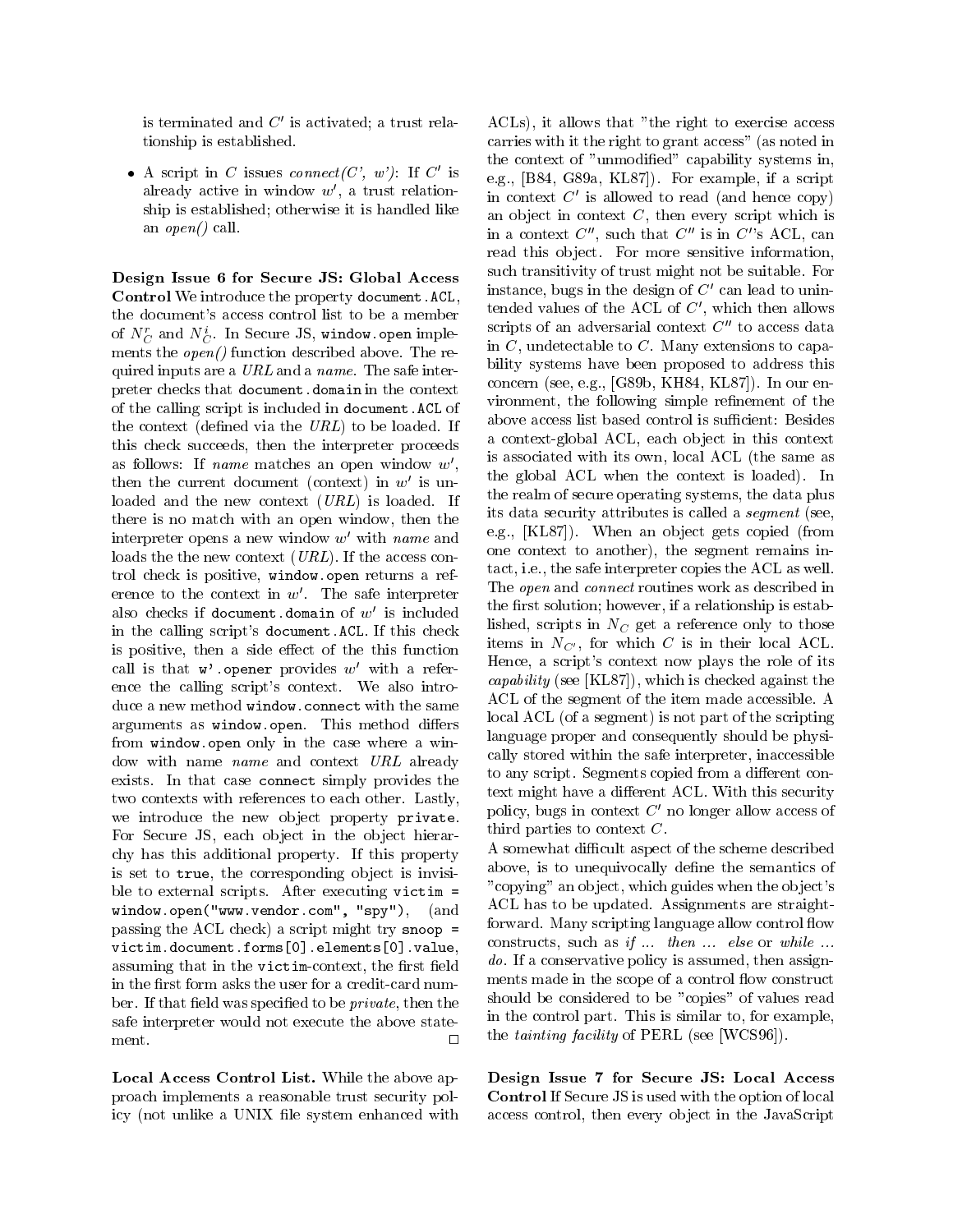is terminated and $C'$ is activated; a trust relationship is established.

- A script in $C$ issues *connect(C', w')*: If $C'$ is already active in window $w'$, a trust relationship is established; otherwise it is handled like an *open()* call.

**Design Issue 6 for Secure JS: Global Access Control** We introduce the property `document.ACL`, the document's access control list to be a member of $N^r_C$ and $N^i_C$. In Secure JS, `window.open` implements the *open()* function described above. The required inputs are a *URL* and a *name*. The safe interpreter checks that `document.domain` in the context of the calling script is included in `document.ACL` of the context (defined via the *URL*) to be loaded. If this check succeeds, then the interpreter proceeds as follows: If *name* matches an open window $w'$, then the current document (context) in $w'$ is unloaded and the new context (*URL*) is loaded. If there is no match with an open window, then the interpreter opens a new window $w'$ with *name* and loads the the new context (*URL*). If the access control check is positive, `window.open` returns a reference to the context in $w'$. The safe interpreter also checks if `document.domain` of $w'$ is included in the calling script's `document.ACL`. If this check is positive, then a side effect of the this function call is that `w'.opener` provides $w'$ with a reference the calling script's context. We also introduce a new method `window.connect` with the same arguments as `window.open`. This method differs from `window.open` only in the case where a window with name *name* and context *URL* already exists. In that case `connect` simply provides the two contexts with references to each other. Lastly, we introduce the new object property `private`. For Secure JS, each object in the object hierarchy has this additional property. If this property is set to `true`, the corresponding object is invisible to external scripts. After executing `victim = window.open("www.vendor.com", "spy")`, (and passing the ACL check) a script might try `snoop = victim.document.forms[0].elements[0].value`, assuming that in the `victim`-context, the first field in the first form asks the user for a credit-card number. If that field was specified to be *private*, then the safe interpreter would not execute the above statement. □

**Local Access Control List.** While the above approach implements a reasonable trust security policy (not unlike a UNIX file system enhanced with ACLs), it allows that "the right to exercise access carries with it the right to grant access" (as noted in the context of "unmodified" capability systems in, e.g., [B84, G89a, KL87]). For example, if a script in context $C'$ is allowed to read (and hence copy) an object in context $C$, then every script which is in a context $C''$, such that $C''$ is in $C'$'s ACL, can read this object. For more sensitive information, such transitivity of trust might not be suitable. For instance, bugs in the design of $C'$ can lead to unintended values of the ACL of $C'$, which then allows scripts of an adversarial context $C''$ to access data in $C$, undetectable to $C$. Many extensions to capability systems have been proposed to address this concern (see, e.g., [G89b, KH84, KL87]). In our environment, the following simple refinement of the above access list based control is sufficient: Besides a context-global ACL, each object in this context is associated with its own, local ACL (the same as the global ACL when the context is loaded). In the realm of secure operating systems, the data plus its data security attributes is called a *segment* (see, e.g., [KL87]). When an object gets copied (from one context to another), the segment remains intact, i.e., the safe interpreter copies the ACL as well. The *open* and *connect* routines work as described in the first solution; however, if a relationship is established, scripts in $N_C$ get a reference only to those items in $N_{C'}$, for which $C$ is in their local ACL. Hence, a script's context now plays the role of its *capability* (see [KL87]), which is checked against the ACL of the segment of the item made accessible. A local ACL (of a segment) is not part of the scripting language proper and consequently should be physically stored within the safe interpreter, inaccessible to any script. Segments copied from a different context might have a different ACL. With this security policy, bugs in context $C'$ no longer allow access of third parties to context $C$.

A somewhat difficult aspect of the scheme described above, is to unequivocally define the semantics of "copying" an object, which guides when the object's ACL has to be updated. Assignments are straightforward. Many scripting language allow control flow constructs, such as *if ... then ... else* or *while ... do*. If a conservative policy is assumed, then assignments made in the scope of a control flow construct should be considered to be "copies" of values read in the control part. This is similar to, for example, the *tainting facility* of PERL (see [WCS96]).

**Design Issue 7 for Secure JS: Local Access Control** If Secure JS is used with the option of local access control, then every object in the JavaScript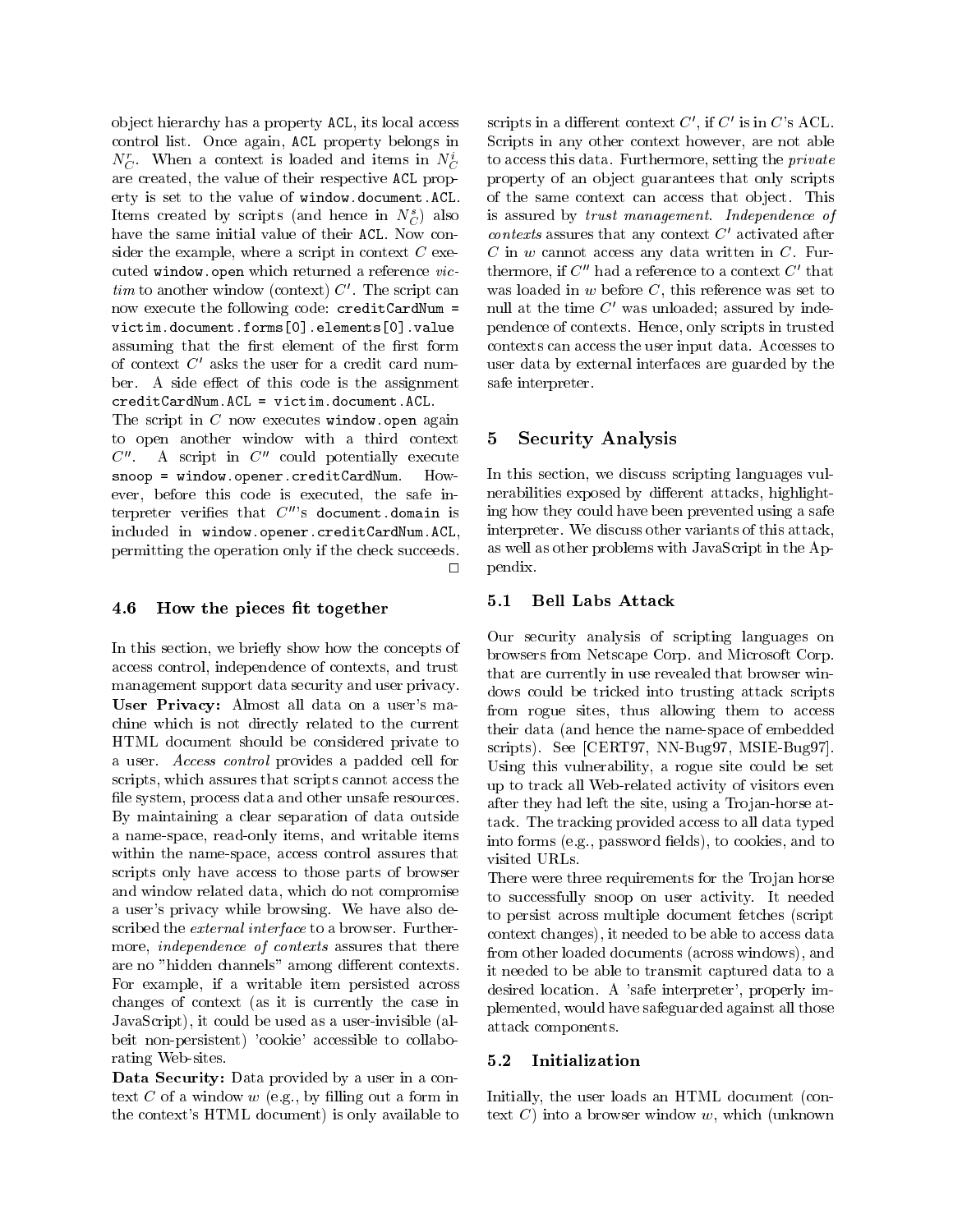object hierarchy has a property `ACL`, its local access control list. Once again, `ACL` property belongs in $N_C^r$. When a context is loaded and items in $N_C^i$ are created, the value of their respective `ACL` property is set to the value of `window.document.ACL`. Items created by scripts (and hence in $N_C^s$) also have the same initial value of their `ACL`. Now consider the example, where a script in context $C$ executed `window.open` which returned a reference *victim* to another window (context) $C'$. The script can now execute the following code: `creditCardNum = victim.document.forms[0].elements[0].value` assuming that the first element of the first form of context $C'$ asks the user for a credit card number. A side effect of this code is the assignment `creditCardNum.ACL = victim.document.ACL`.

The script in $C$ now executes `window.open` again to open another window with a third context $C''$. A script in $C''$ could potentially execute `snoop = window.opener.creditCardNum`. However, before this code is executed, the safe interpreter verifies that $C''$'s `document.domain` is included in `window.opener.creditCardNum.ACL`, permitting the operation only if the check succeeds. □

### 4.6 How the pieces fit together

In this section, we briefly show how the concepts of access control, independence of contexts, and trust management support data security and user privacy.

**User Privacy:** Almost all data on a user's machine which is not directly related to the current HTML document should be considered private to a user. *Access control* provides a padded cell for scripts, which assures that scripts cannot access the file system, process data and other unsafe resources. By maintaining a clear separation of data outside a name-space, read-only items, and writable items within the name-space, access control assures that scripts only have access to those parts of browser and window related data, which do not compromise a user's privacy while browsing. We have also described the *external interface* to a browser. Furthermore, *independence of contexts* assures that there are no "hidden channels" among different contexts. For example, if a writable item persisted across changes of context (as it is currently the case in JavaScript), it could be used as a user-invisible (albeit non-persistent) 'cookie' accessible to collaborating Web-sites.

**Data Security:** Data provided by a user in a context $C$ of a window $w$ (e.g., by filling out a form in the context's HTML document) is only available to scripts in a different context $C'$, if $C'$ is in $C$'s ACL. Scripts in any other context however, are not able to access this data. Furthermore, setting the *private* property of an object guarantees that only scripts of the same context can access that object. This is assured by *trust management*. *Independence of contexts* assures that any context $C'$ activated after $C$ in $w$ cannot access any data written in $C$. Furthermore, if $C''$ had a reference to a context $C'$ that was loaded in $w$ before $C$, this reference was set to null at the time $C'$ was unloaded; assured by independence of contexts. Hence, only scripts in trusted contexts can access the user input data. Accesses to user data by external interfaces are guarded by the safe interpreter.

## 5 Security Analysis

In this section, we discuss scripting languages vulnerabilities exposed by different attacks, highlighting how they could have been prevented using a safe interpreter. We discuss other variants of this attack, as well as other problems with JavaScript in the Appendix.

### 5.1 Bell Labs Attack

Our security analysis of scripting languages on browsers from Netscape Corp. and Microsoft Corp. that are currently in use revealed that browser windows could be tricked into trusting attack scripts from rogue sites, thus allowing them to access their data (and hence the name-space of embedded scripts). See [CERT97, NN-Bug97, MSIE-Bug97]. Using this vulnerability, a rogue site could be set up to track all Web-related activity of visitors even after they had left the site, using a Trojan-horse attack. The tracking provided access to all data typed into forms (e.g., password fields), to cookies, and to visited URLs.

There were three requirements for the Trojan horse to successfully snoop on user activity. It needed to persist across multiple document fetches (script context changes), it needed to be able to access data from other loaded documents (across windows), and it needed to be able to transmit captured data to a desired location. A 'safe interpreter', properly implemented, would have safeguarded against all those attack components.

### 5.2 Initialization

Initially, the user loads an HTML document (context $C$) into a browser window $w$, which (unknown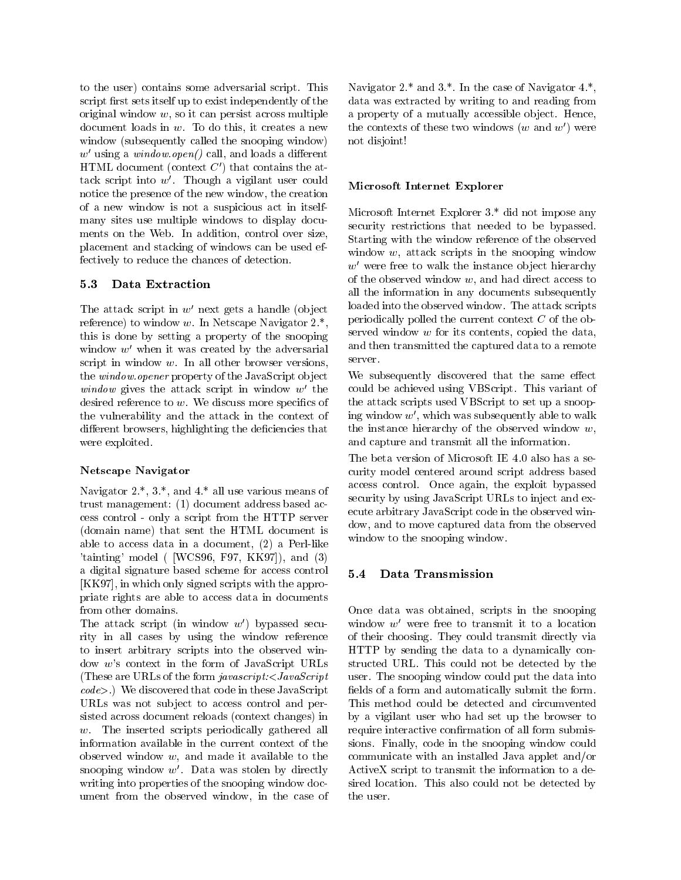to the user) contains some adversarial script. This script first sets itself up to exist independently of the original window $w$, so it can persist across multiple document loads in $w$. To do this, it creates a new window (subsequently called the snooping window) $w'$ using a *window.open()* call, and loads a different HTML document (context $C'$) that contains the attack script into $w'$. Though a vigilant user could notice the presence of the new window, the creation of a new window is not a suspicious act in itself-many sites use multiple windows to display documents on the Web. In addition, control over size, placement and stacking of windows can be used effectively to reduce the chances of detection.

## 5.3 Data Extraction

The attack script in $w'$ next gets a handle (object reference) to window $w$. In Netscape Navigator 2.*, this is done by setting a property of the snooping window $w'$ when it was created by the adversarial script in window $w$. In all other browser versions, the *window.opener* property of the JavaScript object *window* gives the attack script in window $w'$ the desired reference to $w$. We discuss more specifics of the vulnerability and the attack in the context of different browsers, highlighting the deficiencies that were exploited.

### Netscape Navigator

Navigator 2.*, 3.*, and 4.* all use various means of trust management: (1) document address based access control - only a script from the HTTP server (domain name) that sent the HTML document is able to access data in a document, (2) a Perl-like 'tainting' model ( [WCS96, F97, KK97]), and (3) a digital signature based scheme for access control [KK97], in which only signed scripts with the appropriate rights are able to access data in documents from other domains.

The attack script (in window $w'$) bypassed security in all cases by using the window reference to insert arbitrary scripts into the observed window $w$'s context in the form of JavaScript URLs (These are URLs of the form *javascript:<JavaScript code>*.) We discovered that code in these JavaScript URLs was not subject to access control and persisted across document reloads (context changes) in $w$. The inserted scripts periodically gathered all information available in the current context of the observed window $w$, and made it available to the snooping window $w'$. Data was stolen by directly writing into properties of the snooping window document from the observed window, in the case of Navigator 2.* and 3.*. In the case of Navigator 4.*, data was extracted by writing to and reading from a property of a mutually accessible object. Hence, the contexts of these two windows ($w$ and $w'$) were not disjoint!

### Microsoft Internet Explorer

Microsoft Internet Explorer 3.* did not impose any security restrictions that needed to be bypassed. Starting with the window reference of the observed window $w$, attack scripts in the snooping window $w'$ were free to walk the instance object hierarchy of the observed window $w$, and had direct access to all the information in any documents subsequently loaded into the observed window. The attack scripts periodically polled the current context $C$ of the observed window $w$ for its contents, copied the data, and then transmitted the captured data to a remote server.

We subsequently discovered that the same effect could be achieved using VBScript. This variant of the attack scripts used VBScript to set up a snooping window $w'$, which was subsequently able to walk the instance hierarchy of the observed window $w$, and capture and transmit all the information.

The beta version of Microsoft IE 4.0 also has a security model centered around script address based access control. Once again, the exploit bypassed security by using JavaScript URLs to inject and execute arbitrary JavaScript code in the observed window, and to move captured data from the observed window to the snooping window.

## 5.4 Data Transmission

Once data was obtained, scripts in the snooping window $w'$ were free to transmit it to a location of their choosing. They could transmit directly via HTTP by sending the data to a dynamically constructed URL. This could not be detected by the user. The snooping window could put the data into fields of a form and automatically submit the form. This method could be detected and circumvented by a vigilant user who had set up the browser to require interactive confirmation of all form submissions. Finally, code in the snooping window could communicate with an installed Java applet and/or ActiveX script to transmit the information to a desired location. This also could not be detected by the user.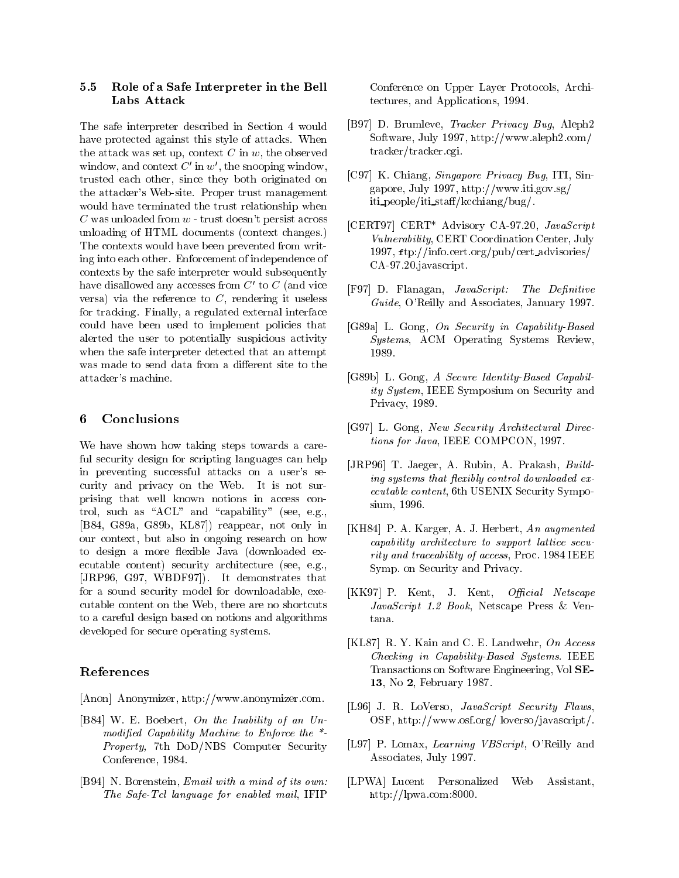### 5.5 Role of a Safe Interpreter in the Bell Labs Attack

The safe interpreter described in Section 4 would have protected against this style of attacks. When the attack was set up, context $C$ in $w$, the observed window, and context $C'$ in $w'$, the snooping window, trusted each other, since they both originated on the attacker's Web-site. Proper trust management would have terminated the trust relationship when $C$ was unloaded from $w$ - trust doesn't persist across unloading of HTML documents (context changes.) The contexts would have been prevented from writing into each other. Enforcement of independence of contexts by the safe interpreter would subsequently have disallowed any accesses from $C'$ to $C$ (and vice versa) via the reference to $C$, rendering it useless for tracking. Finally, a regulated external interface could have been used to implement policies that alerted the user to potentially suspicious activity when the safe interpreter detected that an attempt was made to send data from a different site to the attacker's machine.

## 6 Conclusions

We have shown how taking steps towards a careful security design for scripting languages can help in preventing successful attacks on a user's security and privacy on the Web. It is not surprising that well known notions in access control, such as "ACL" and "capability" (see, e.g., [B84, G89a, G89b, KL87]) reappear, not only in our context, but also in ongoing research on how to design a more flexible Java (downloaded executable content) security architecture (see, e.g., [JRP96, G97, WBDF97]). It demonstrates that for a sound security model for downloadable, executable content on the Web, there are no shortcuts to a careful design based on notions and algorithms developed for secure operating systems.

## References

[Anon] Anonymizer, http://www.anonymizer.com.

[B84] W. E. Boebert, *On the Inability of an Unmodified Capability Machine to Enforce the *-Property,* 7th DoD/NBS Computer Security Conference, 1984.

[B94] N. Borenstein, *Email with a mind of its own: The Safe-Tcl language for enabled mail*, IFIP Conference on Upper Layer Protocols, Architectures, and Applications, 1994.

[B97] D. Brumleve, *Tracker Privacy Bug*, Aleph2 Software, July 1997, http://www.aleph2.com/tracker/tracker.cgi.

[C97] K. Chiang, *Singapore Privacy Bug*, ITI, Singapore, July 1997, http://www.iti.gov.sg/iti_people/iti_staff/kcchiang/bug/.

[CERT97] CERT* Advisory CA-97.20, *JavaScript Vulnerability*, CERT Coordination Center, July 1997, ftp://info.cert.org/pub/cert_advisories/CA-97.20.javascript.

[F97] D. Flanagan, *JavaScript: The Definitive Guide*, O'Reilly and Associates, January 1997.

[G89a] L. Gong, *On Security in Capability-Based Systems*, ACM Operating Systems Review, 1989.

[G89b] L. Gong, *A Secure Identity-Based Capability System*, IEEE Symposium on Security and Privacy, 1989.

[G97] L. Gong, *New Security Architectural Directions for Java*, IEEE COMPCON, 1997.

[JRP96] T. Jaeger, A. Rubin, A. Prakash, *Building systems that flexibly control downloaded executable content*, 6th USENIX Security Symposium, 1996.

[KH84] P. A. Karger, A. J. Herbert, *An augmented capability architecture to support lattice security and traceability of access*, Proc. 1984 IEEE Symp. on Security and Privacy.

[KK97] P. Kent, J. Kent, *Official Netscape JavaScript 1.2 Book*, Netscape Press & Ventana.

[KL87] R. Y. Kain and C. E. Landwehr, *On Access Checking in Capability-Based Systems*. IEEE Transactions on Software Engineering, Vol **SE-13**, No **2**, February 1987.

[L96] J. R. LoVerso, *JavaScript Security Flaws*, OSF, http://www.osf.org/ loverso/javascript/.

[L97] P. Lomax, *Learning VBScript*, O'Reilly and Associates, July 1997.

[LPWA] Lucent Personalized Web Assistant, http://lpwa.com:8000.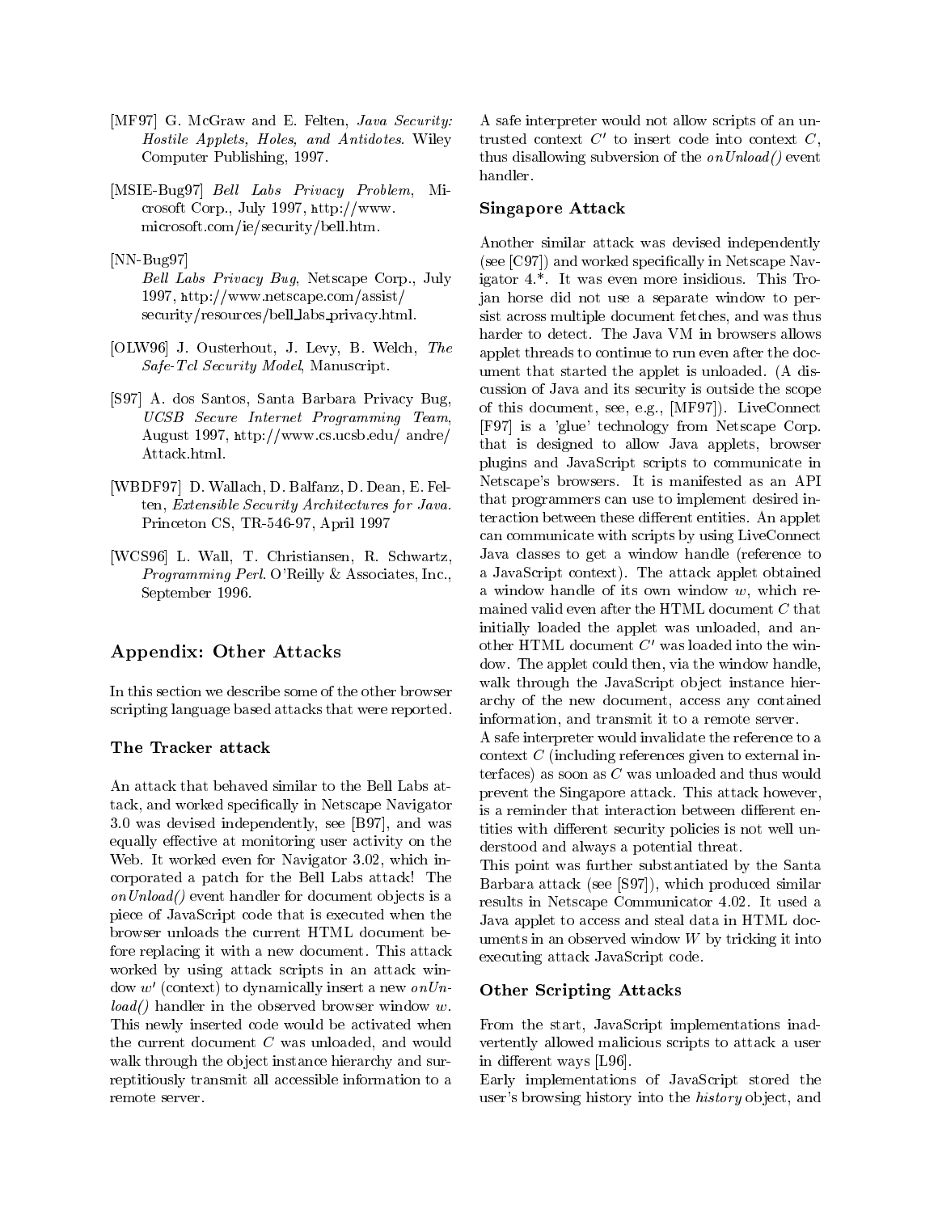[MF97] G. McGraw and E. Felten, *Java Security: Hostile Applets, Holes, and Antidotes*. Wiley Computer Publishing, 1997.

[MSIE-Bug97] *Bell Labs Privacy Problem*, Microsoft Corp., July 1997, http://www.microsoft.com/ie/security/bell.htm.

[NN-Bug97] *Bell Labs Privacy Bug*, Netscape Corp., July 1997, http://www.netscape.com/assist/security/resources/bell_labs_privacy.html.

[OLW96] J. Ousterhout, J. Levy, B. Welch, *The Safe-Tcl Security Model*, Manuscript.

[S97] A. dos Santos, Santa Barbara Privacy Bug, *UCSB Secure Internet Programming Team*, August 1997, http://www.cs.ucsb.edu/ andre/Attack.html.

[WBDF97] D. Wallach, D. Balfanz, D. Dean, E. Felten, *Extensible Security Architectures for Java*. Princeton CS, TR-546-97, April 1997

[WCS96] L. Wall, T. Christiansen, R. Schwartz, *Programming Perl*. O'Reilly & Associates, Inc., September 1996.

## Appendix: Other Attacks

In this section we describe some of the other browser scripting language based attacks that were reported.

### The Tracker attack

An attack that behaved similar to the Bell Labs attack, and worked specifically in Netscape Navigator 3.0 was devised independently, see [B97], and was equally effective at monitoring user activity on the Web. It worked even for Navigator 3.02, which incorporated a patch for the Bell Labs attack! The *onUnload()* event handler for document objects is a piece of JavaScript code that is executed when the browser unloads the current HTML document before replacing it with a new document. This attack worked by using attack scripts in an attack window $w'$ (context) to dynamically insert a new *onUnload()* handler in the observed browser window $w$. This newly inserted code would be activated when the current document $C$ was unloaded, and would walk through the object instance hierarchy and surreptitiously transmit all accessible information to a remote server.

A safe interpreter would not allow scripts of an untrusted context $C'$ to insert code into context $C$, thus disallowing subversion of the *onUnload()* event handler.

### Singapore Attack

Another similar attack was devised independently (see [C97]) and worked specifically in Netscape Navigator 4.*. It was even more insidious. This Trojan horse did not use a separate window to persist across multiple document fetches, and was thus harder to detect. The Java VM in browsers allows applet threads to continue to run even after the document that started the applet is unloaded. (A discussion of Java and its security is outside the scope of this document, see, e.g., [MF97]). LiveConnect [F97] is a 'glue' technology from Netscape Corp. that is designed to allow Java applets, browser plugins and JavaScript scripts to communicate in Netscape's browsers. It is manifested as an API that programmers can use to implement desired interaction between these different entities. An applet can communicate with scripts by using LiveConnect Java classes to get a window handle (reference to a JavaScript context). The attack applet obtained a window handle of its own window $w$, which remained valid even after the HTML document $C$ that initially loaded the applet was unloaded, and another HTML document $C'$ was loaded into the window. The applet could then, via the window handle, walk through the JavaScript object instance hierarchy of the new document, access any contained information, and transmit it to a remote server.

A safe interpreter would invalidate the reference to a context $C$ (including references given to external interfaces) as soon as $C$ was unloaded and thus would prevent the Singapore attack. This attack however, is a reminder that interaction between different entities with different security policies is not well understood and always a potential threat.

This point was further substantiated by the Santa Barbara attack (see [S97]), which produced similar results in Netscape Communicator 4.02. It used a Java applet to access and steal data in HTML documents in an observed window $W$ by tricking it into executing attack JavaScript code.

### Other Scripting Attacks

From the start, JavaScript implementations inadvertently allowed malicious scripts to attack a user in different ways [L96].

Early implementations of JavaScript stored the user's browsing history into the *history* object, and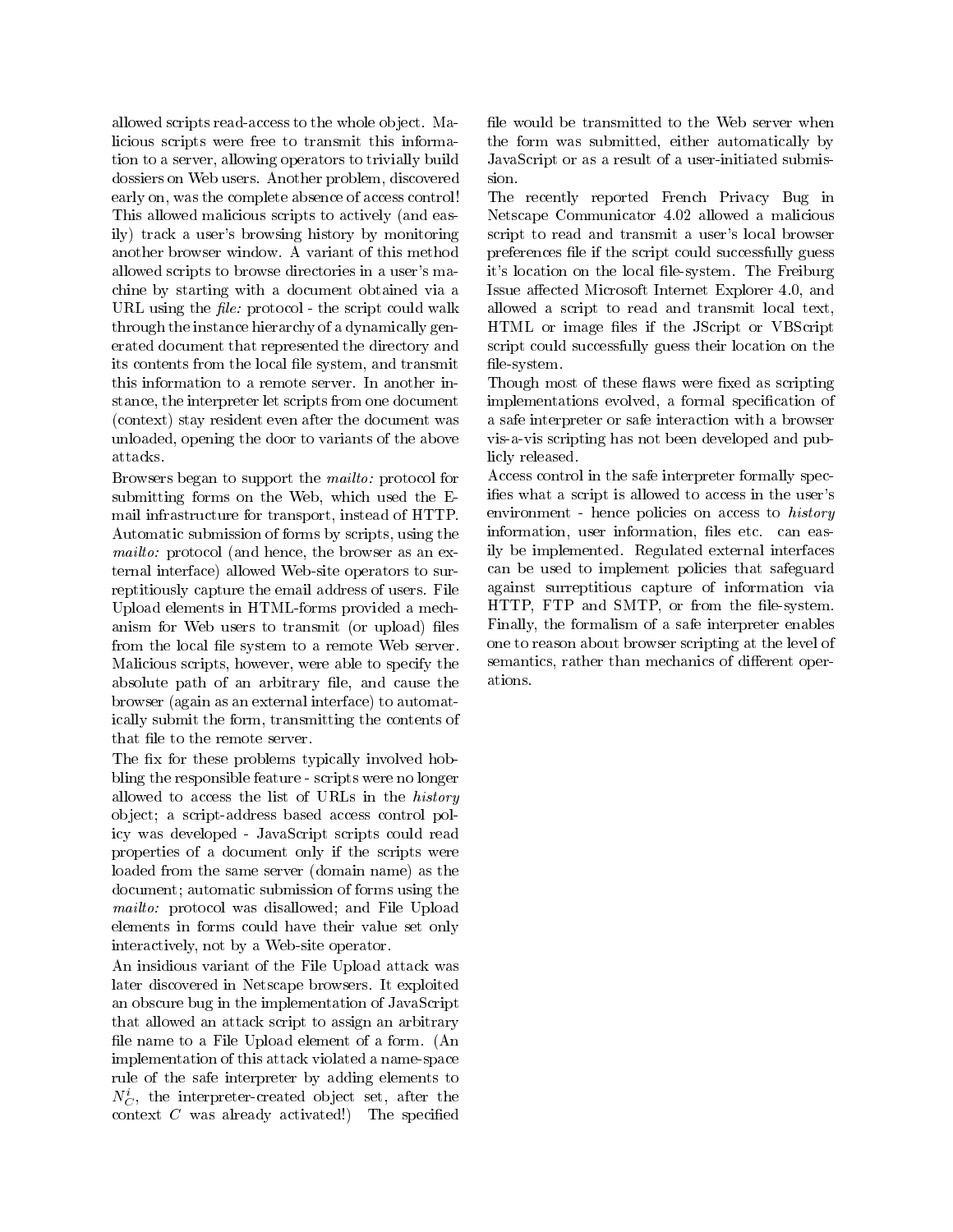allowed scripts read-access to the whole object. Malicious scripts were free to transmit this information to a server, allowing operators to trivially build dossiers on Web users. Another problem, discovered early on, was the complete absence of access control! This allowed malicious scripts to actively (and easily) track a user's browsing history by monitoring another browser window. A variant of this method allowed scripts to browse directories in a user's machine by starting with a document obtained via a URL using the *file:* protocol - the script could walk through the instance hierarchy of a dynamically generated document that represented the directory and its contents from the local file system, and transmit this information to a remote server. In another instance, the interpreter let scripts from one document (context) stay resident even after the document was unloaded, opening the door to variants of the above attacks.

Browsers began to support the *mailto:* protocol for submitting forms on the Web, which used the E-mail infrastructure for transport, instead of HTTP. Automatic submission of forms by scripts, using the *mailto:* protocol (and hence, the browser as an external interface) allowed Web-site operators to surreptitiously capture the email address of users. File Upload elements in HTML-forms provided a mechanism for Web users to transmit (or upload) files from the local file system to a remote Web server. Malicious scripts, however, were able to specify the absolute path of an arbitrary file, and cause the browser (again as an external interface) to automatically submit the form, transmitting the contents of that file to the remote server.

The fix for these problems typically involved hobbling the responsible feature - scripts were no longer allowed to access the list of URLs in the *history* object; a script-address based access control policy was developed - JavaScript scripts could read properties of a document only if the scripts were loaded from the same server (domain name) as the document; automatic submission of forms using the *mailto:* protocol was disallowed; and File Upload elements in forms could have their value set only interactively, not by a Web-site operator.

An insidious variant of the File Upload attack was later discovered in Netscape browsers. It exploited an obscure bug in the implementation of JavaScript that allowed an attack script to assign an arbitrary file name to a File Upload element of a form. (An implementation of this attack violated a name-space rule of the safe interpreter by adding elements to $N_C^i$, the interpreter-created object set, after the context $C$ was already activated!) The specified file would be transmitted to the Web server when the form was submitted, either automatically by JavaScript or as a result of a user-initiated submission.

The recently reported French Privacy Bug in Netscape Communicator 4.02 allowed a malicious script to read and transmit a user's local browser preferences file if the script could successfully guess it's location on the local file-system. The Freiburg Issue affected Microsoft Internet Explorer 4.0, and allowed a script to read and transmit local text, HTML or image files if the JScript or VBScript script could successfully guess their location on the file-system.

Though most of these flaws were fixed as scripting implementations evolved, a formal specification of a safe interpreter or safe interaction with a browser vis-a-vis scripting has not been developed and publicly released.

Access control in the safe interpreter formally specifies what a script is allowed to access in the user's environment - hence policies on access to *history* information, user information, files etc. can easily be implemented. Regulated external interfaces can be used to implement policies that safeguard against surreptitious capture of information via HTTP, FTP and SMTP, or from the file-system. Finally, the formalism of a safe interpreter enables one to reason about browser scripting at the level of semantics, rather than mechanics of different operations.